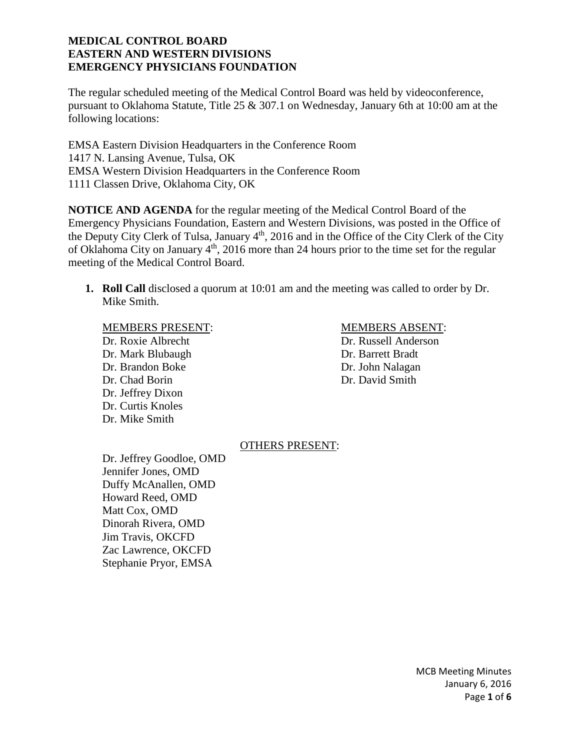**MEDICAL CONTROL BOARD**
**EASTERN AND WESTERN DIVISIONS**
**EMERGENCY PHYSICIANS FOUNDATION**

The regular scheduled meeting of the Medical Control Board was held by videoconference, pursuant to Oklahoma Statute, Title 25 & 307.1 on Wednesday, January 6th at 10:00 am at the following locations:

EMSA Eastern Division Headquarters in the Conference Room
1417 N. Lansing Avenue, Tulsa, OK
EMSA Western Division Headquarters in the Conference Room
1111 Classen Drive, Oklahoma City, OK

**NOTICE AND AGENDA** for the regular meeting of the Medical Control Board of the Emergency Physicians Foundation, Eastern and Western Divisions, was posted in the Office of the Deputy City Clerk of Tulsa, January 4th, 2016 and in the Office of the City Clerk of the City of Oklahoma City on January 4th, 2016 more than 24 hours prior to the time set for the regular meeting of the Medical Control Board.

1. **Roll Call** disclosed a quorum at 10:01 am and the meeting was called to order by Dr. Mike Smith.

MEMBERS PRESENT:
Dr. Roxie Albrecht
Dr. Mark Blubaugh
Dr. Brandon Boke
Dr. Chad Borin
Dr. Jeffrey Dixon
Dr. Curtis Knoles
Dr. Mike Smith

MEMBERS ABSENT:
Dr. Russell Anderson
Dr. Barrett Bradt
Dr. John Nalagan
Dr. David Smith

OTHERS PRESENT:
Dr. Jeffrey Goodloe, OMD
Jennifer Jones, OMD
Duffy McAnallen, OMD
Howard Reed, OMD
Matt Cox, OMD
Dinorah Rivera, OMD
Jim Travis, OKCFD
Zac Lawrence, OKCFD
Stephanie Pryor, EMSA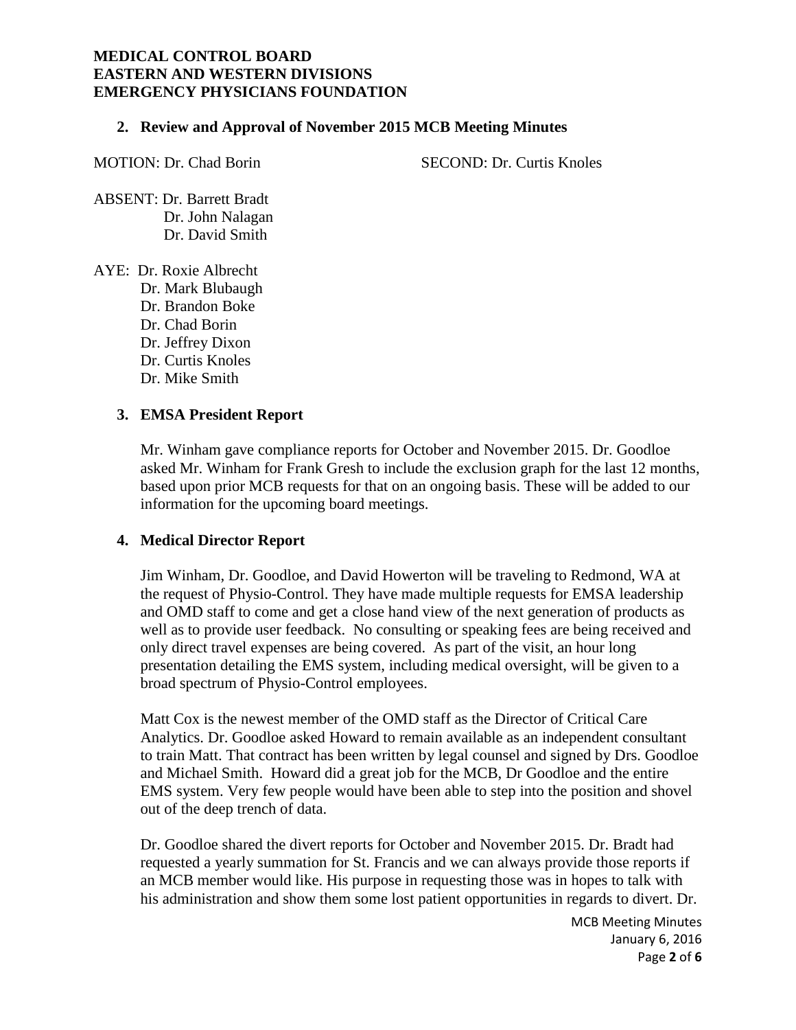**MEDICAL CONTROL BOARD**
**EASTERN AND WESTERN DIVISIONS**
**EMERGENCY PHYSICIANS FOUNDATION**

**2. Review and Approval of November 2015 MCB Meeting Minutes**

MOTION: Dr. Chad Borin SECOND: Dr. Curtis Knoles

ABSENT: Dr. Barrett Bradt
Dr. John Nalagan
Dr. David Smith

AYE: Dr. Roxie Albrecht
Dr. Mark Blubaugh
Dr. Brandon Boke
Dr. Chad Borin
Dr. Jeffrey Dixon
Dr. Curtis Knoles
Dr. Mike Smith

**3. EMSA President Report**

Mr. Winham gave compliance reports for October and November 2015. Dr. Goodloe asked Mr. Winham for Frank Gresh to include the exclusion graph for the last 12 months, based upon prior MCB requests for that on an ongoing basis. These will be added to our information for the upcoming board meetings.

**4. Medical Director Report**

Jim Winham, Dr. Goodloe, and David Howerton will be traveling to Redmond, WA at the request of Physio-Control. They have made multiple requests for EMSA leadership and OMD staff to come and get a close hand view of the next generation of products as well as to provide user feedback. No consulting or speaking fees are being received and only direct travel expenses are being covered. As part of the visit, an hour long presentation detailing the EMS system, including medical oversight, will be given to a broad spectrum of Physio-Control employees.

Matt Cox is the newest member of the OMD staff as the Director of Critical Care Analytics. Dr. Goodloe asked Howard to remain available as an independent consultant to train Matt. That contract has been written by legal counsel and signed by Drs. Goodloe and Michael Smith. Howard did a great job for the MCB, Dr Goodloe and the entire EMS system. Very few people would have been able to step into the position and shovel out of the deep trench of data.

Dr. Goodloe shared the divert reports for October and November 2015. Dr. Bradt had requested a yearly summation for St. Francis and we can always provide those reports if an MCB member would like. His purpose in requesting those was in hopes to talk with his administration and show them some lost patient opportunities in regards to divert. Dr.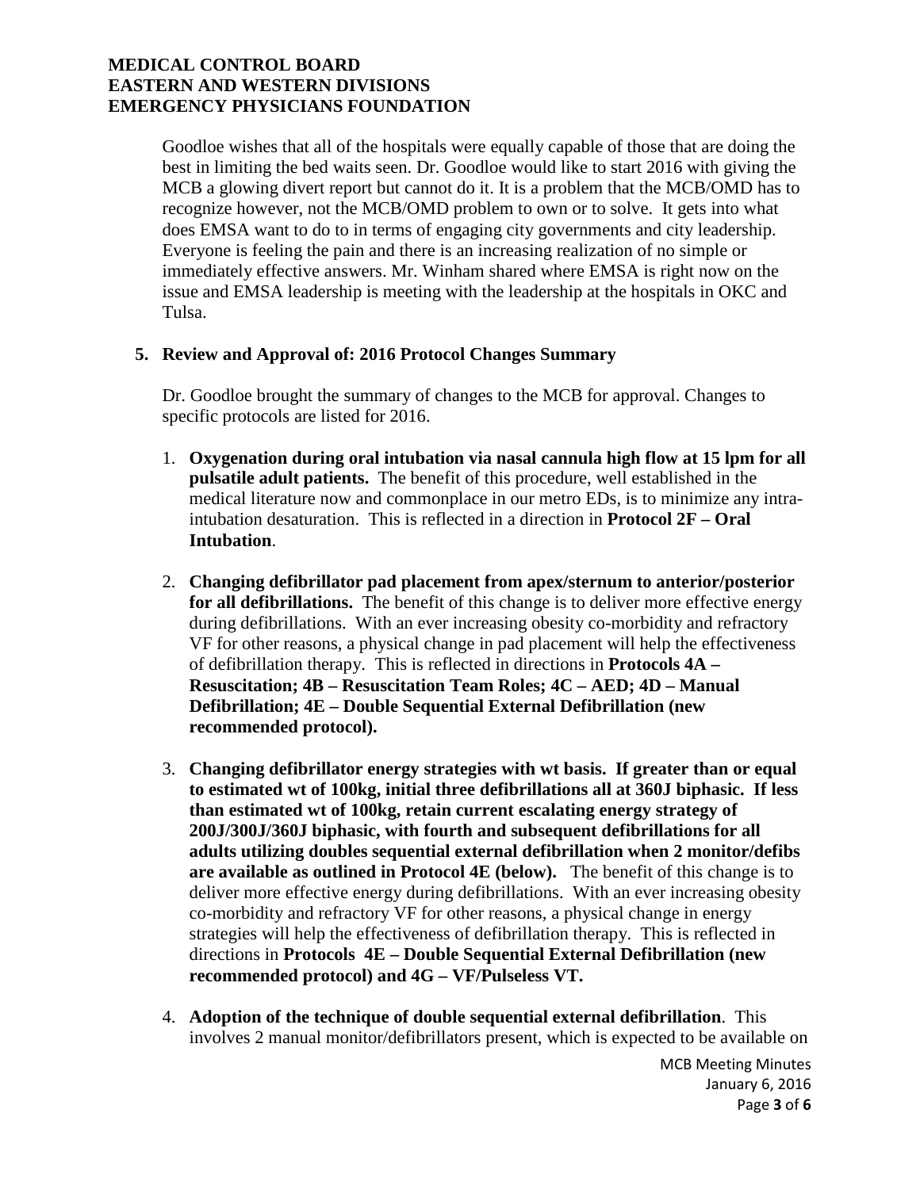Goodloe wishes that all of the hospitals were equally capable of those that are doing the best in limiting the bed waits seen. Dr. Goodloe would like to start 2016 with giving the MCB a glowing divert report but cannot do it. It is a problem that the MCB/OMD has to recognize however, not the MCB/OMD problem to own or to solve. It gets into what does EMSA want to do to in terms of engaging city governments and city leadership. Everyone is feeling the pain and there is an increasing realization of no simple or immediately effective answers. Mr. Winham shared where EMSA is right now on the issue and EMSA leadership is meeting with the leadership at the hospitals in OKC and Tulsa.

**5. Review and Approval of: 2016 Protocol Changes Summary**

Dr. Goodloe brought the summary of changes to the MCB for approval. Changes to specific protocols are listed for 2016.

1. **Oxygenation during oral intubation via nasal cannula high flow at 15 lpm for all pulsatile adult patients.** The benefit of this procedure, well established in the medical literature now and commonplace in our metro EDs, is to minimize any intra-intubation desaturation. This is reflected in a direction in **Protocol 2F – Oral Intubation**.

2. **Changing defibrillator pad placement from apex/sternum to anterior/posterior for all defibrillations.** The benefit of this change is to deliver more effective energy during defibrillations. With an ever increasing obesity co-morbidity and refractory VF for other reasons, a physical change in pad placement will help the effectiveness of defibrillation therapy. This is reflected in directions in **Protocols 4A – Resuscitation; 4B – Resuscitation Team Roles; 4C – AED; 4D – Manual Defibrillation; 4E – Double Sequential External Defibrillation (new recommended protocol).**

3. **Changing defibrillator energy strategies with wt basis. If greater than or equal to estimated wt of 100kg, initial three defibrillations all at 360J biphasic. If less than estimated wt of 100kg, retain current escalating energy strategy of 200J/300J/360J biphasic, with fourth and subsequent defibrillations for all adults utilizing doubles sequential external defibrillation when 2 monitor/defibs are available as outlined in Protocol 4E (below).** The benefit of this change is to deliver more effective energy during defibrillations. With an ever increasing obesity co-morbidity and refractory VF for other reasons, a physical change in energy strategies will help the effectiveness of defibrillation therapy. This is reflected in directions in **Protocols 4E – Double Sequential External Defibrillation (new recommended protocol) and 4G – VF/Pulseless VT.**

4. **Adoption of the technique of double sequential external defibrillation**. This involves 2 manual monitor/defibrillators present, which is expected to be available on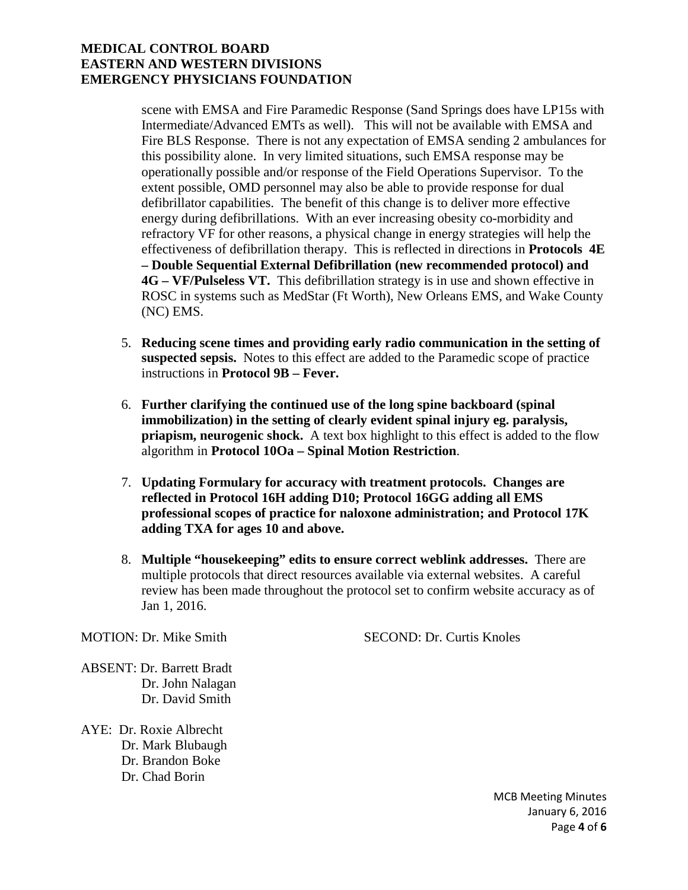scene with EMSA and Fire Paramedic Response (Sand Springs does have LP15s with Intermediate/Advanced EMTs as well). This will not be available with EMSA and Fire BLS Response. There is not any expectation of EMSA sending 2 ambulances for this possibility alone. In very limited situations, such EMSA response may be operationally possible and/or response of the Field Operations Supervisor. To the extent possible, OMD personnel may also be able to provide response for dual defibrillator capabilities. The benefit of this change is to deliver more effective energy during defibrillations. With an ever increasing obesity co-morbidity and refractory VF for other reasons, a physical change in energy strategies will help the effectiveness of defibrillation therapy. This is reflected in directions in **Protocols 4E – Double Sequential External Defibrillation (new recommended protocol) and 4G – VF/Pulseless VT.** This defibrillation strategy is in use and shown effective in ROSC in systems such as MedStar (Ft Worth), New Orleans EMS, and Wake County (NC) EMS.

5. **Reducing scene times and providing early radio communication in the setting of suspected sepsis.** Notes to this effect are added to the Paramedic scope of practice instructions in **Protocol 9B – Fever.**

6. **Further clarifying the continued use of the long spine backboard (spinal immobilization) in the setting of clearly evident spinal injury eg. paralysis, priapism, neurogenic shock.** A text box highlight to this effect is added to the flow algorithm in **Protocol 10Oa – Spinal Motion Restriction**.

7. **Updating Formulary for accuracy with treatment protocols. Changes are reflected in Protocol 16H adding D10; Protocol 16GG adding all EMS professional scopes of practice for naloxone administration; and Protocol 17K adding TXA for ages 10 and above.**

8. **Multiple "housekeeping" edits to ensure correct weblink addresses.** There are multiple protocols that direct resources available via external websites. A careful review has been made throughout the protocol set to confirm website accuracy as of Jan 1, 2016.

MOTION: Dr. Mike Smith SECOND: Dr. Curtis Knoles

ABSENT: Dr. Barrett Bradt
Dr. John Nalagan
Dr. David Smith

AYE: Dr. Roxie Albrecht
Dr. Mark Blubaugh
Dr. Brandon Boke
Dr. Chad Borin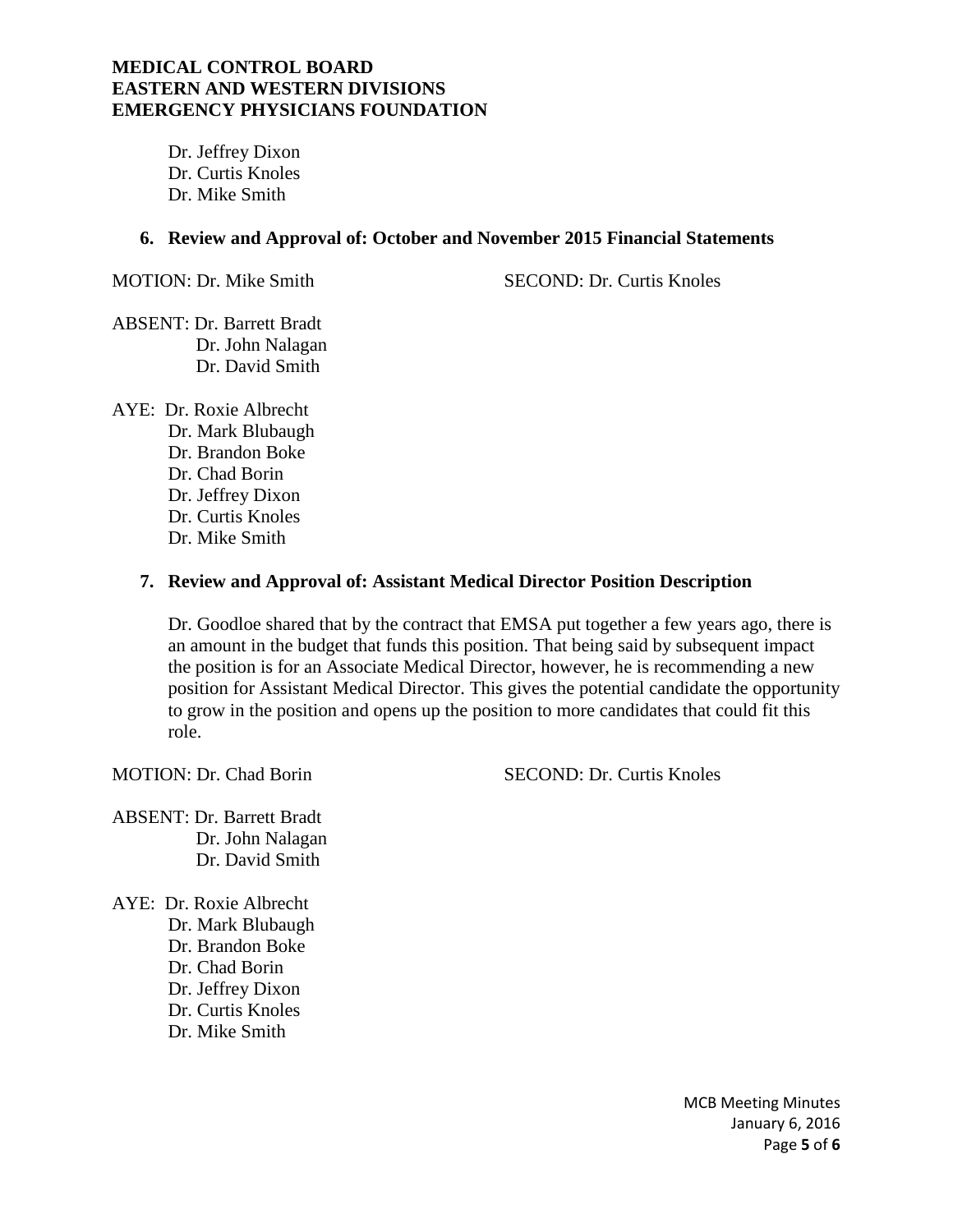Dr. Jeffrey Dixon
Dr. Curtis Knoles
Dr. Mike Smith

**6. Review and Approval of: October and November 2015 Financial Statements**

MOTION: Dr. Mike Smith SECOND: Dr. Curtis Knoles

ABSENT: Dr. Barrett Bradt
Dr. John Nalagan
Dr. David Smith

AYE: Dr. Roxie Albrecht
Dr. Mark Blubaugh
Dr. Brandon Boke
Dr. Chad Borin
Dr. Jeffrey Dixon
Dr. Curtis Knoles
Dr. Mike Smith

**7. Review and Approval of: Assistant Medical Director Position Description**

Dr. Goodloe shared that by the contract that EMSA put together a few years ago, there is an amount in the budget that funds this position. That being said by subsequent impact the position is for an Associate Medical Director, however, he is recommending a new position for Assistant Medical Director. This gives the potential candidate the opportunity to grow in the position and opens up the position to more candidates that could fit this role.

MOTION: Dr. Chad Borin SECOND: Dr. Curtis Knoles

ABSENT: Dr. Barrett Bradt
Dr. John Nalagan
Dr. David Smith

AYE: Dr. Roxie Albrecht
Dr. Mark Blubaugh
Dr. Brandon Boke
Dr. Chad Borin
Dr. Jeffrey Dixon
Dr. Curtis Knoles
Dr. Mike Smith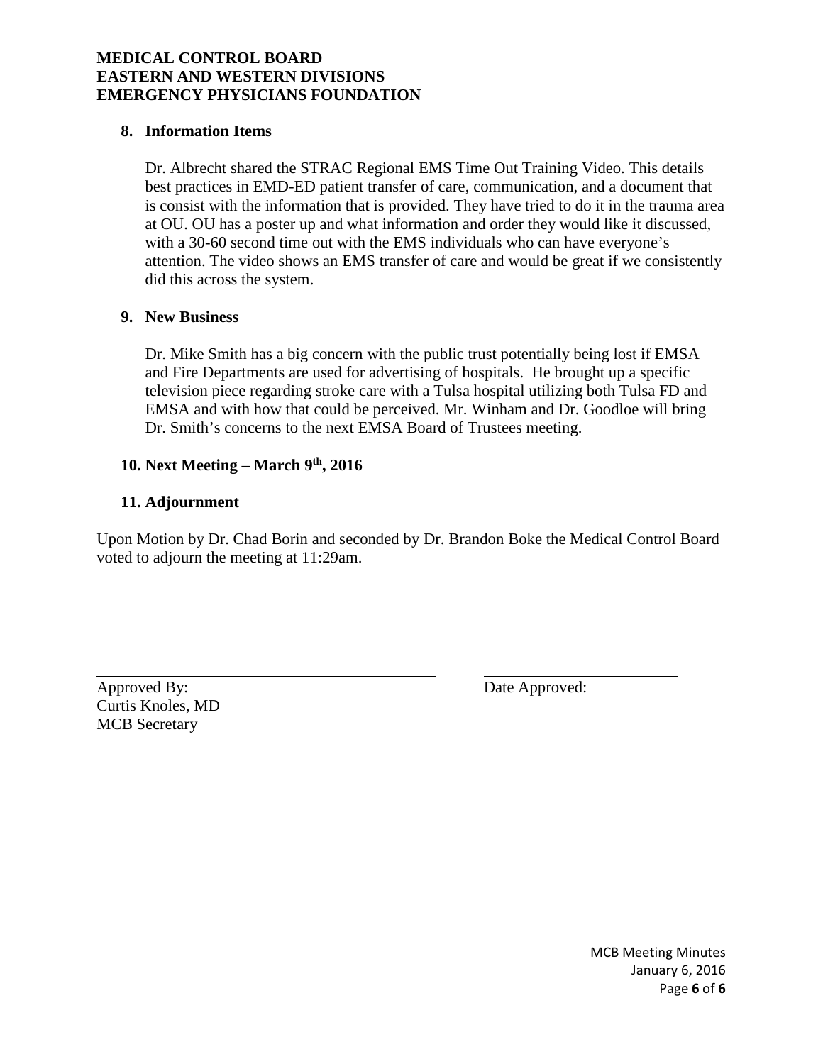**MEDICAL CONTROL BOARD**
**EASTERN AND WESTERN DIVISIONS**
**EMERGENCY PHYSICIANS FOUNDATION**

**8. Information Items**

Dr. Albrecht shared the STRAC Regional EMS Time Out Training Video. This details best practices in EMD-ED patient transfer of care, communication, and a document that is consist with the information that is provided. They have tried to do it in the trauma area at OU. OU has a poster up and what information and order they would like it discussed, with a 30-60 second time out with the EMS individuals who can have everyone's attention. The video shows an EMS transfer of care and would be great if we consistently did this across the system.

**9. New Business**

Dr. Mike Smith has a big concern with the public trust potentially being lost if EMSA and Fire Departments are used for advertising of hospitals. He brought up a specific television piece regarding stroke care with a Tulsa hospital utilizing both Tulsa FD and EMSA and with how that could be perceived. Mr. Winham and Dr. Goodloe will bring Dr. Smith's concerns to the next EMSA Board of Trustees meeting.

**10. Next Meeting – March 9th, 2016**

**11. Adjournment**

Upon Motion by Dr. Chad Borin and seconded by Dr. Brandon Boke the Medical Control Board voted to adjourn the meeting at 11:29am.

\_\_\_\_\_\_\_\_\_\_\_\_\_\_\_\_\_\_\_\_\_\_\_\_\_\_\_\_\_\_\_\_\_\_\_\_\_\_\_\_ \_\_\_\_\_\_\_\_\_\_\_\_\_\_\_\_\_\_\_\_\_\_\_\_

Approved By: Date Approved:
Curtis Knoles, MD
MCB Secretary